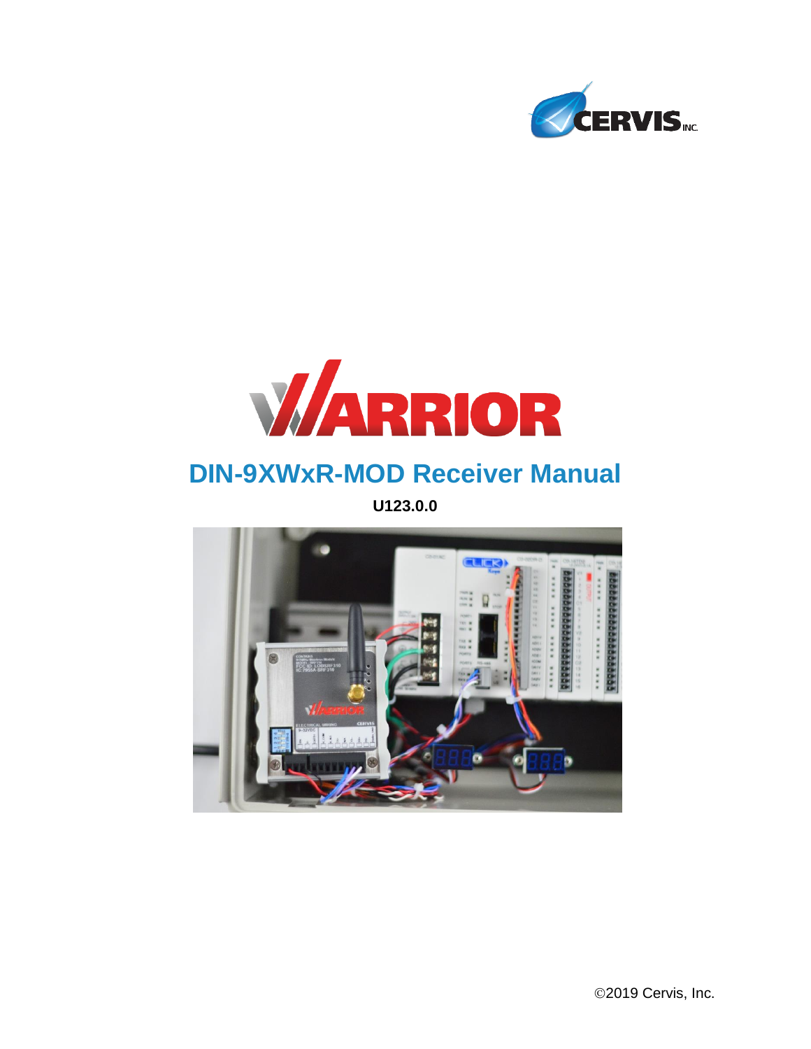# WARRIOR

## DIN-9XWxR-MOD Receiver Manual

**U123.0.0**

©2019 Cervis, Inc.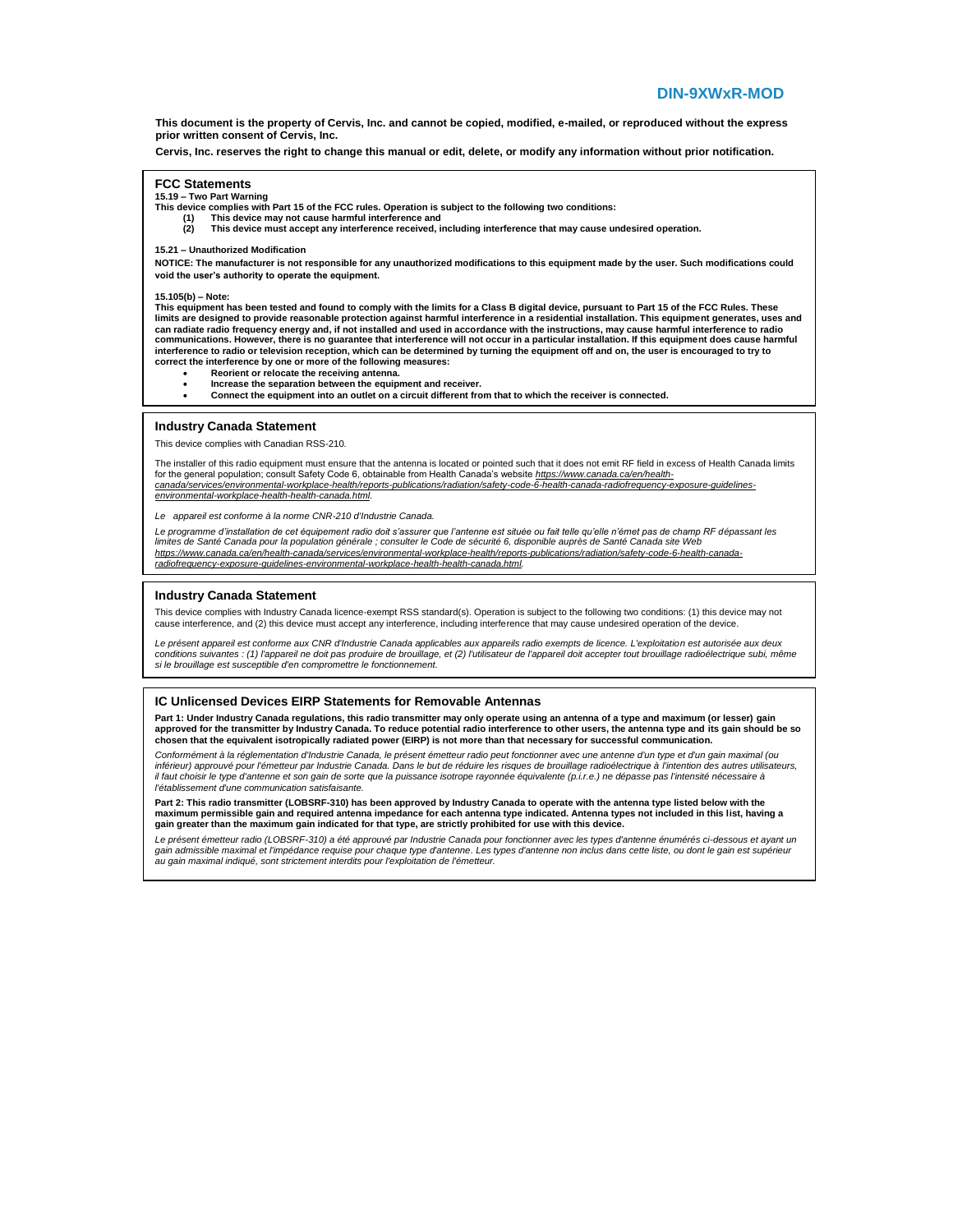**This document is the property of Cervis, Inc. and cannot be copied, modified, e-mailed, or reproduced without the express prior written consent of Cervis, Inc.**

**Cervis, Inc. reserves the right to change this manual or edit, delete, or modify any information without prior notification.**

## FCC Statements

**15.19 – Two Part Warning**

**This device complies with Part 15 of the FCC rules. Operation is subject to the following two conditions:**

1. **This device may not cause harmful interference and**
2. **This device must accept any interference received, including interference that may cause undesired operation.**

**15.21 – Unauthorized Modification**

**NOTICE: The manufacturer is not responsible for any unauthorized modifications to this equipment made by the user. Such modifications could void the user's authority to operate the equipment.**

**15.105(b) – Note:**

**This equipment has been tested and found to comply with the limits for a Class B digital device, pursuant to Part 15 of the FCC Rules. These limits are designed to provide reasonable protection against harmful interference in a residential installation. This equipment generates, uses and can radiate radio frequency energy and, if not installed and used in accordance with the instructions, may cause harmful interference to radio communications. However, there is no guarantee that interference will not occur in a particular installation. If this equipment does cause harmful interference to radio or television reception, which can be determined by turning the equipment off and on, the user is encouraged to try to correct the interference by one or more of the following measures:**

- **Reorient or relocate the receiving antenna.**
- **Increase the separation between the equipment and receiver.**
- **Connect the equipment into an outlet on a circuit different from that to which the receiver is connected.**

## Industry Canada Statement

This device complies with Canadian RSS-210.

The installer of this radio equipment must ensure that the antenna is located or pointed such that it does not emit RF field in excess of Health Canada limits for the general population; consult Safety Code 6, obtainable from Health Canada's website *https://www.canada.ca/en/health-canada/services/environmental-workplace-health/reports-publications/radiation/safety-code-6-health-canada-radiofrequency-exposure-guidelines-environmental-workplace-health-health-canada.html*.

*Le appareil est conforme à la norme CNR-210 d'Industrie Canada.*

*Le programme d'installation de cet équipement radio doit s'assurer que l'antenne est située ou fait telle qu'elle n'émet pas de champ RF dépassant les limites de Santé Canada pour la population générale ; consulter le Code de sécurité 6, disponible auprès de Santé Canada site Web https://www.canada.ca/en/health-canada/services/environmental-workplace-health/reports-publications/radiation/safety-code-6-health-canada-radiofrequency-exposure-guidelines-environmental-workplace-health-health-canada.html.*

## Industry Canada Statement

This device complies with Industry Canada licence-exempt RSS standard(s). Operation is subject to the following two conditions: (1) this device may not cause interference, and (2) this device must accept any interference, including interference that may cause undesired operation of the device.

*Le présent appareil est conforme aux CNR d'Industrie Canada applicables aux appareils radio exempts de licence. L'exploitation est autorisée aux deux conditions suivantes : (1) l'appareil ne doit pas produire de brouillage, et (2) l'utilisateur de l'appareil doit accepter tout brouillage radioélectrique subi, même si le brouillage est susceptible d'en compromettre le fonctionnement.*

## IC Unlicensed Devices EIRP Statements for Removable Antennas

**Part 1: Under Industry Canada regulations, this radio transmitter may only operate using an antenna of a type and maximum (or lesser) gain approved for the transmitter by Industry Canada. To reduce potential radio interference to other users, the antenna type and its gain should be so chosen that the equivalent isotropically radiated power (EIRP) is not more than that necessary for successful communication.**

*Conformément à la réglementation d'Industrie Canada, le présent émetteur radio peut fonctionner avec une antenne d'un type et d'un gain maximal (ou inférieur) approuvé pour l'émetteur par Industrie Canada. Dans le but de réduire les risques de brouillage radioélectrique à l'intention des autres utilisateurs, il faut choisir le type d'antenne et son gain de sorte que la puissance isotrope rayonnée équivalente (p.i.r.e.) ne dépasse pas l'intensité nécessaire à l'établissement d'une communication satisfaisante.*

**Part 2: This radio transmitter (LOBSRF-310) has been approved by Industry Canada to operate with the antenna type listed below with the maximum permissible gain and required antenna impedance for each antenna type indicated. Antenna types not included in this list, having a gain greater than the maximum gain indicated for that type, are strictly prohibited for use with this device.**

*Le présent émetteur radio (LOBSRF-310) a été approuvé par Industrie Canada pour fonctionner avec les types d'antenne énumérés ci-dessous et ayant un gain admissible maximal et l'impédance requise pour chaque type d'antenne. Les types d'antenne non inclus dans cette liste, ou dont le gain est supérieur au gain maximal indiqué, sont strictement interdits pour l'exploitation de l'émetteur.*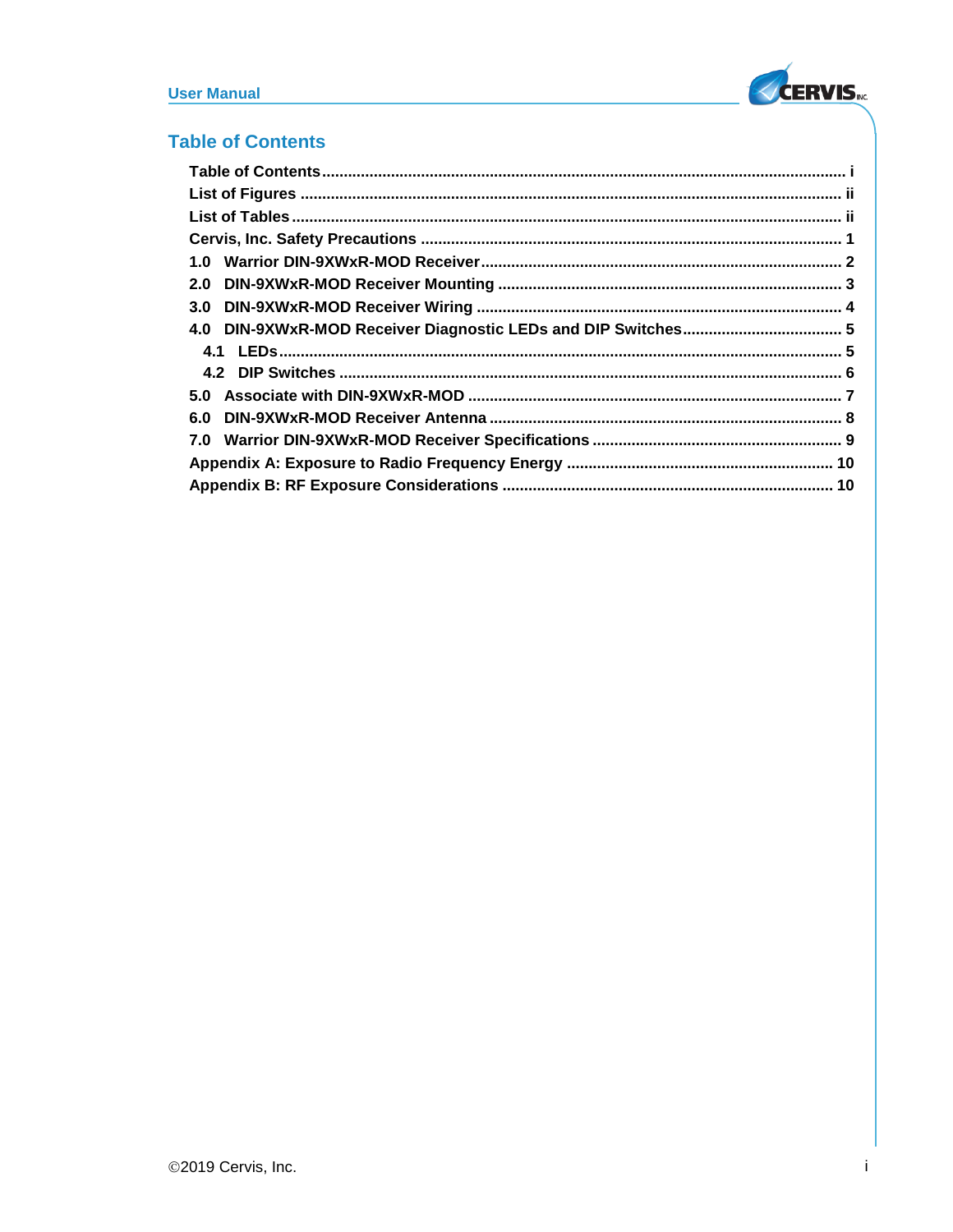## Table of Contents

Table of Contents ........................................................ i
List of Figures ........................................................ ii
List of Tables ........................................................ ii
Cervis, Inc. Safety Precautions ........................................................ 1
1.0 Warrior DIN-9XWxR-MOD Receiver ........................................................ 2
2.0 DIN-9XWxR-MOD Receiver Mounting ........................................................ 3
3.0 DIN-9XWxR-MOD Receiver Wiring ........................................................ 4
4.0 DIN-9XWxR-MOD Receiver Diagnostic LEDs and DIP Switches ........................................................ 5
- 4.1 LEDs ........................................................ 5
- 4.2 DIP Switches ........................................................ 6

5.0 Associate with DIN-9XWxR-MOD ........................................................ 7
6.0 DIN-9XWxR-MOD Receiver Antenna ........................................................ 8
7.0 Warrior DIN-9XWxR-MOD Receiver Specifications ........................................................ 9
Appendix A: Exposure to Radio Frequency Energy ........................................................ 10
Appendix B: RF Exposure Considerations ........................................................ 10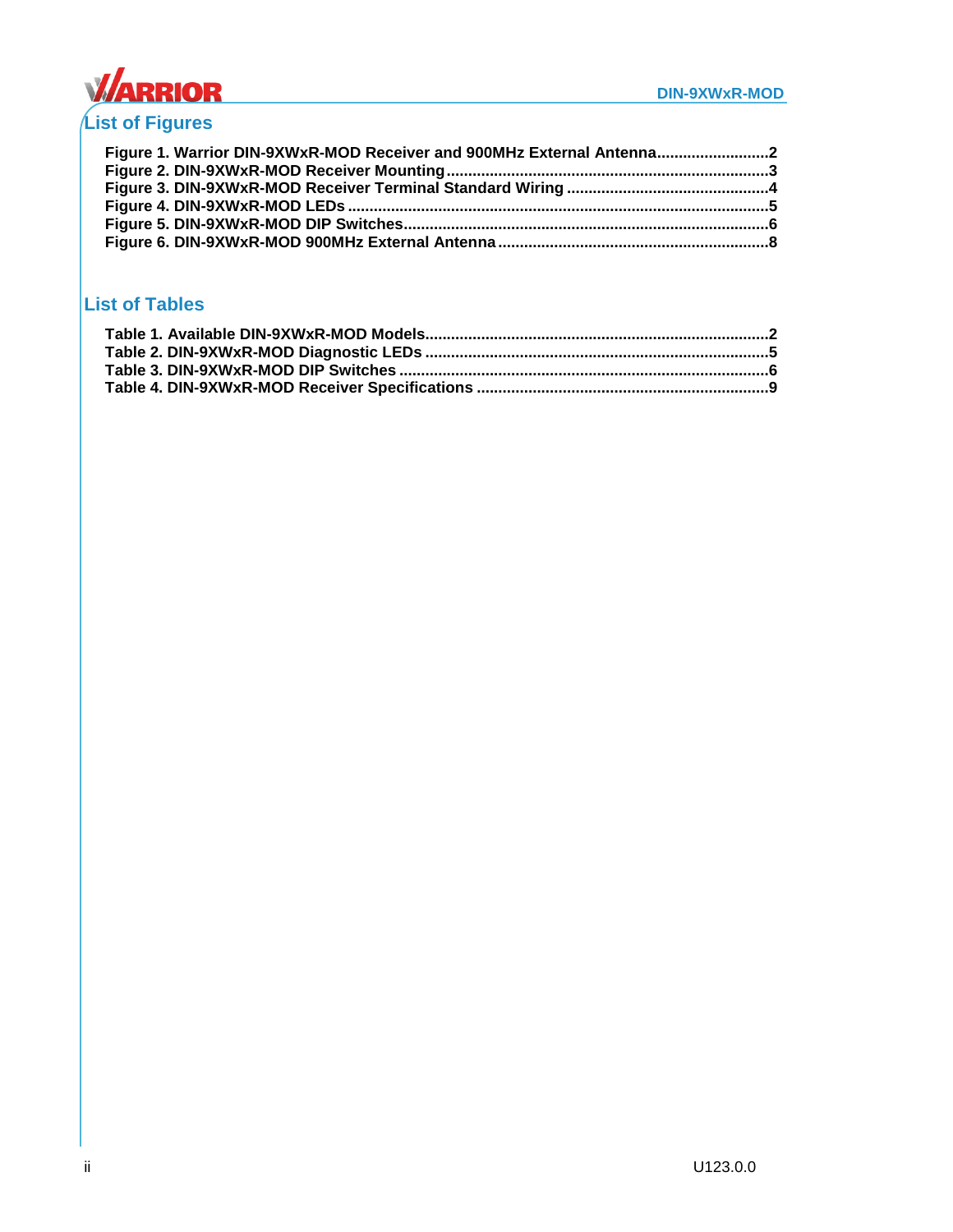## List of Figures

**Figure 1. Warrior DIN-9XWxR-MOD Receiver and 900MHz External Antenna..........................2**
**Figure 2. DIN-9XWxR-MOD Receiver Mounting..........................................................................3**
**Figure 3. DIN-9XWxR-MOD Receiver Terminal Standard Wiring ..............................................4**
**Figure 4. DIN-9XWxR-MOD LEDs ................................................................................................5**
**Figure 5. DIN-9XWxR-MOD DIP Switches....................................................................................6**
**Figure 6. DIN-9XWxR-MOD 900MHz External Antenna .............................................................8**

## List of Tables

**Table 1. Available DIN-9XWxR-MOD Models..............................................................................2**
**Table 2. DIN-9XWxR-MOD Diagnostic LEDs ...............................................................................5**
**Table 3. DIN-9XWxR-MOD DIP Switches ....................................................................................6**
**Table 4. DIN-9XWxR-MOD Receiver Specifications ..................................................................9**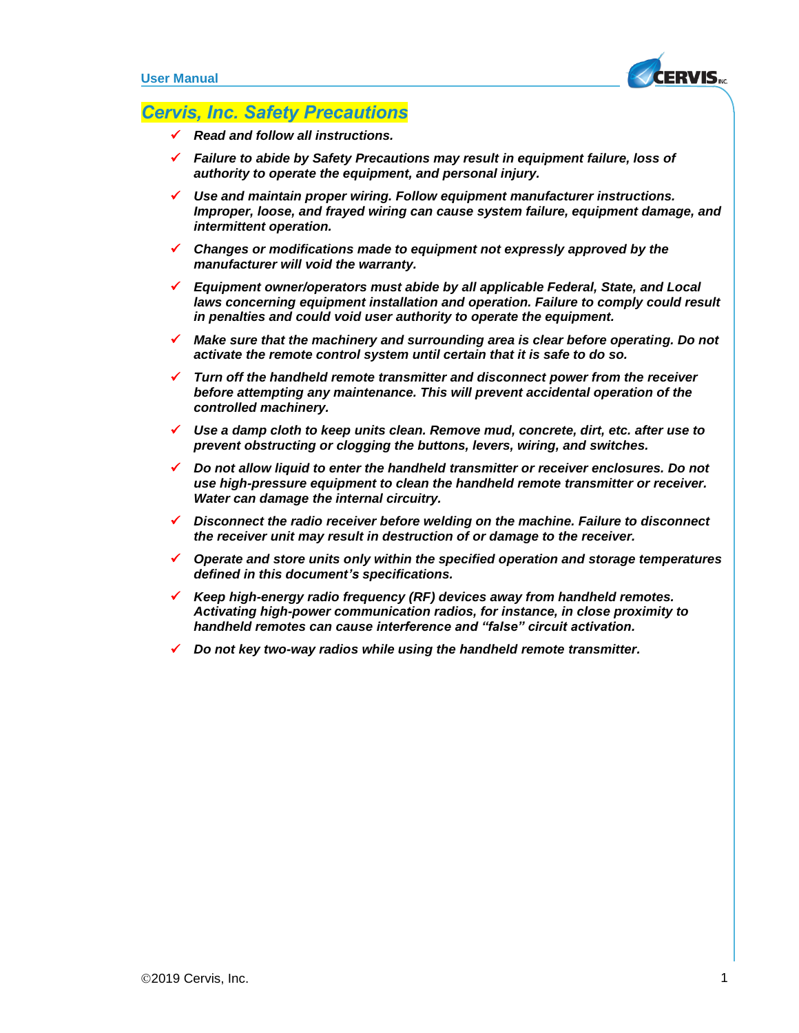# *Cervis, Inc. Safety Precautions*

- ✓ ***Read and follow all instructions.***
- ✓ ***Failure to abide by Safety Precautions may result in equipment failure, loss of authority to operate the equipment, and personal injury.***
- ✓ ***Use and maintain proper wiring. Follow equipment manufacturer instructions. Improper, loose, and frayed wiring can cause system failure, equipment damage, and intermittent operation.***
- ✓ ***Changes or modifications made to equipment not expressly approved by the manufacturer will void the warranty.***
- ✓ ***Equipment owner/operators must abide by all applicable Federal, State, and Local laws concerning equipment installation and operation. Failure to comply could result in penalties and could void user authority to operate the equipment.***
- ✓ ***Make sure that the machinery and surrounding area is clear before operating. Do not activate the remote control system until certain that it is safe to do so.***
- ✓ ***Turn off the handheld remote transmitter and disconnect power from the receiver before attempting any maintenance. This will prevent accidental operation of the controlled machinery.***
- ✓ ***Use a damp cloth to keep units clean. Remove mud, concrete, dirt, etc. after use to prevent obstructing or clogging the buttons, levers, wiring, and switches.***
- ✓ ***Do not allow liquid to enter the handheld transmitter or receiver enclosures. Do not use high-pressure equipment to clean the handheld remote transmitter or receiver. Water can damage the internal circuitry.***
- ✓ ***Disconnect the radio receiver before welding on the machine. Failure to disconnect the receiver unit may result in destruction of or damage to the receiver.***
- ✓ ***Operate and store units only within the specified operation and storage temperatures defined in this document's specifications.***
- ✓ ***Keep high-energy radio frequency (RF) devices away from handheld remotes. Activating high-power communication radios, for instance, in close proximity to handheld remotes can cause interference and "false" circuit activation.***
- ✓ ***Do not key two-way radios while using the handheld remote transmitter.***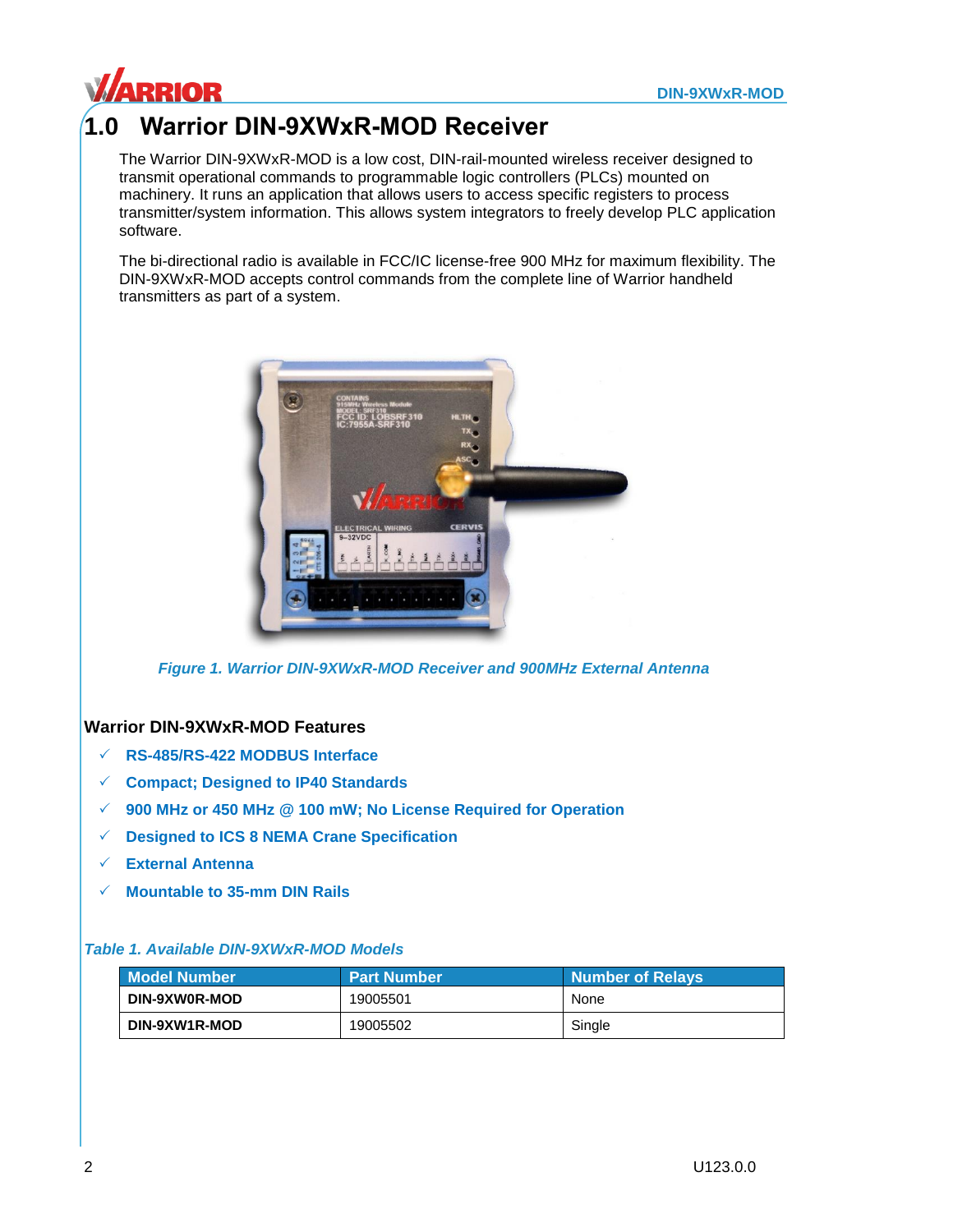# 1.0 Warrior DIN-9XWxR-MOD Receiver

The Warrior DIN-9XWxR-MOD is a low cost, DIN-rail-mounted wireless receiver designed to transmit operational commands to programmable logic controllers (PLCs) mounted on machinery. It runs an application that allows users to access specific registers to process transmitter/system information. This allows system integrators to freely develop PLC application software.

The bi-directional radio is available in FCC/IC license-free 900 MHz for maximum flexibility. The DIN-9XWxR-MOD accepts control commands from the complete line of Warrior handheld transmitters as part of a system.

*Figure 1. Warrior DIN-9XWxR-MOD Receiver and 900MHz External Antenna*

### Warrior DIN-9XWxR-MOD Features

- ✓ **RS-485/RS-422 MODBUS Interface**
- ✓ **Compact; Designed to IP40 Standards**
- ✓ **900 MHz or 450 MHz @ 100 mW; No License Required for Operation**
- ✓ **Designed to ICS 8 NEMA Crane Specification**
- ✓ **External Antenna**
- ✓ **Mountable to 35-mm DIN Rails**

*Table 1. Available DIN-9XWxR-MOD Models*

| Model Number | Part Number | Number of Relays |
|---|---|---|
| **DIN-9XW0R-MOD** | 19005501 | None |
| **DIN-9XW1R-MOD** | 19005502 | Single |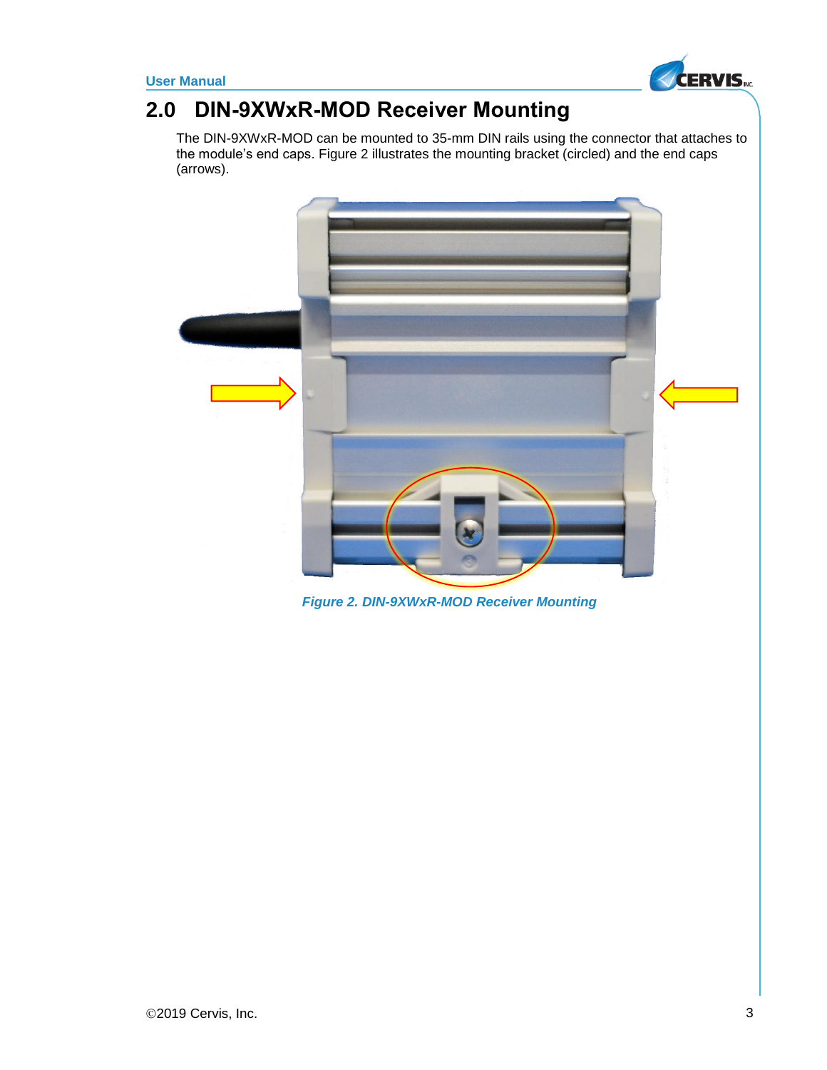## 2.0 DIN-9XWxR-MOD Receiver Mounting

The DIN-9XWxR-MOD can be mounted to 35-mm DIN rails using the connector that attaches to the module's end caps. Figure 2 illustrates the mounting bracket (circled) and the end caps (arrows).

*Figure 2. DIN-9XWxR-MOD Receiver Mounting*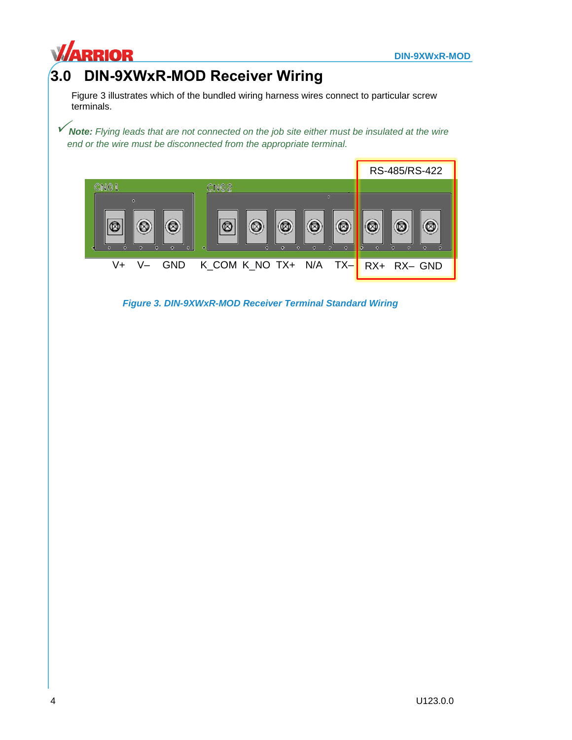# 3.0 DIN-9XWxR-MOD Receiver Wiring

Figure 3 illustrates which of the bundled wiring harness wires connect to particular screw terminals.

✓ ***Note:** Flying leads that are not connected on the job site either must be insulated at the wire end or the wire must be disconnected from the appropriate terminal.*

RS-485/RS-422

CN01: V+ V– GND

CN02: K_COM K_NO TX+ N/A TX– RX+ RX– GND

***Figure 3. DIN-9XWxR-MOD Receiver Terminal Standard Wiring***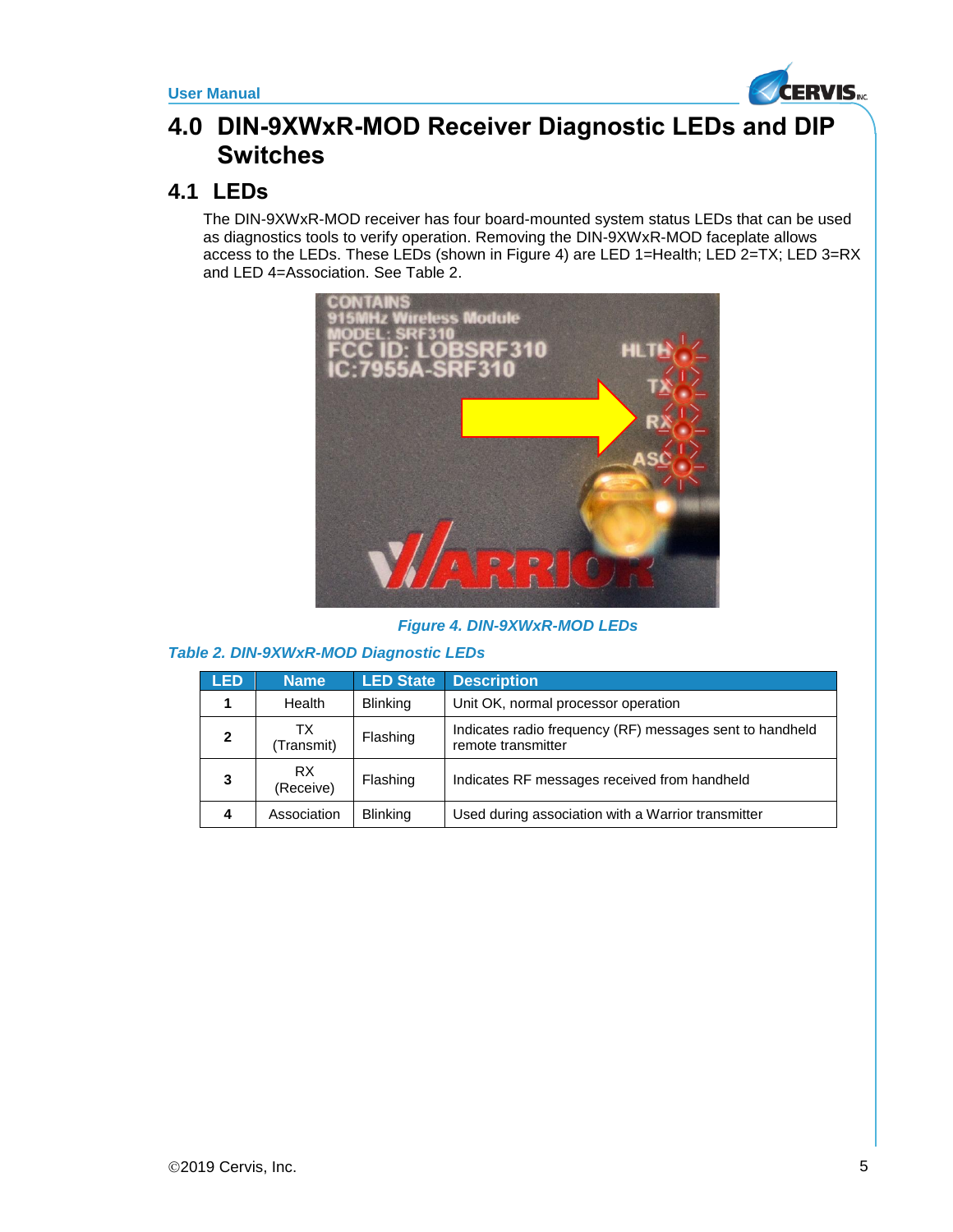# 4.0 DIN-9XWxR-MOD Receiver Diagnostic LEDs and DIP Switches

## 4.1 LEDs

The DIN-9XWxR-MOD receiver has four board-mounted system status LEDs that can be used as diagnostics tools to verify operation. Removing the DIN-9XWxR-MOD faceplate allows access to the LEDs. These LEDs (shown in Figure 4) are LED 1=Health; LED 2=TX; LED 3=RX and LED 4=Association. See Table 2.

*Figure 4. DIN-9XWxR-MOD LEDs*

*Table 2. DIN-9XWxR-MOD Diagnostic LEDs*

| LED | Name | LED State | Description |
|---|---|---|---|
| **1** | Health | Blinking | Unit OK, normal processor operation |
| **2** | TX (Transmit) | Flashing | Indicates radio frequency (RF) messages sent to handheld remote transmitter |
| **3** | RX (Receive) | Flashing | Indicates RF messages received from handheld |
| **4** | Association | Blinking | Used during association with a Warrior transmitter |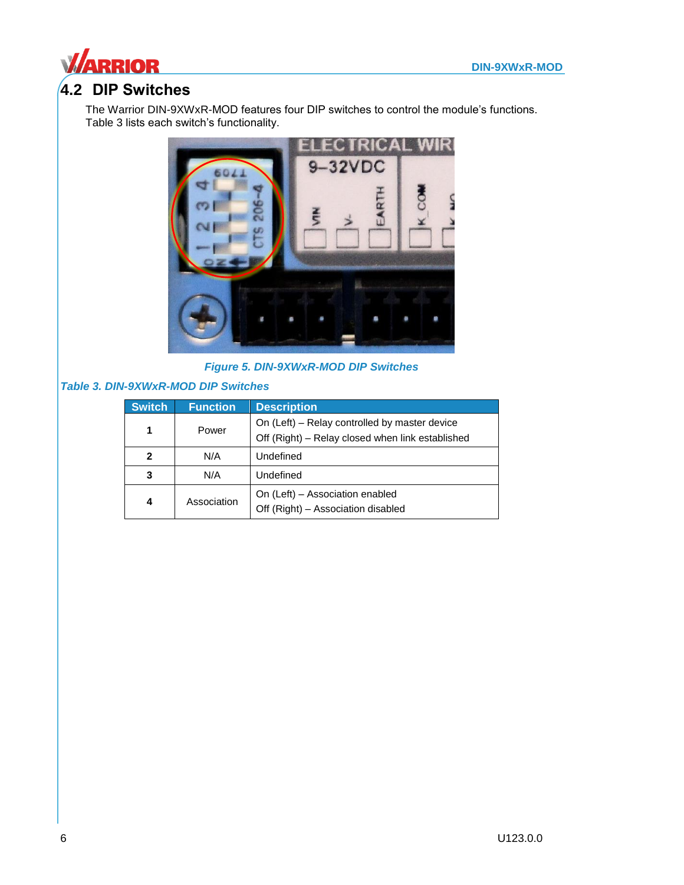## 4.2 DIP Switches

The Warrior DIN-9XWxR-MOD features four DIP switches to control the module's functions. Table 3 lists each switch's functionality.

*Figure 5. DIN-9XWxR-MOD DIP Switches*

*Table 3. DIN-9XWxR-MOD DIP Switches*

| Switch | Function | Description |
|---|---|---|
| **1** | Power | On (Left) – Relay controlled by master device<br>Off (Right) – Relay closed when link established |
| **2** | N/A | Undefined |
| **3** | N/A | Undefined |
| **4** | Association | On (Left) – Association enabled<br>Off (Right) – Association disabled |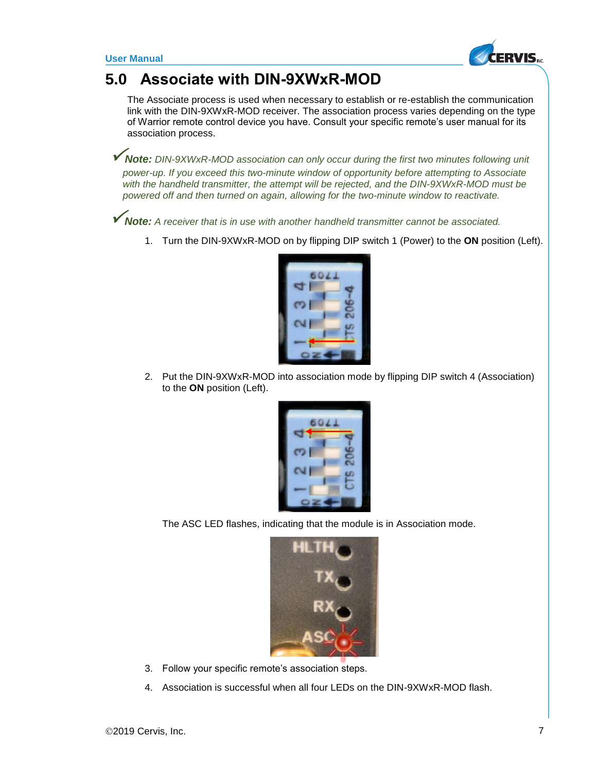# 5.0 Associate with DIN-9XWxR-MOD

The Associate process is used when necessary to establish or re-establish the communication link with the DIN-9XWxR-MOD receiver. The association process varies depending on the type of Warrior remote control device you have. Consult your specific remote's user manual for its association process.

✓***Note:*** *DIN-9XWxR-MOD association can only occur during the first two minutes following unit power-up. If you exceed this two-minute window of opportunity before attempting to Associate with the handheld transmitter, the attempt will be rejected, and the DIN-9XWxR-MOD must be powered off and then turned on again, allowing for the two-minute window to reactivate.*

✓***Note:*** *A receiver that is in use with another handheld transmitter cannot be associated.*

1. Turn the DIN-9XWxR-MOD on by flipping DIP switch 1 (Power) to the **ON** position (Left).

2. Put the DIN-9XWxR-MOD into association mode by flipping DIP switch 4 (Association) to the **ON** position (Left).

   The ASC LED flashes, indicating that the module is in Association mode.

3. Follow your specific remote's association steps.

4. Association is successful when all four LEDs on the DIN-9XWxR-MOD flash.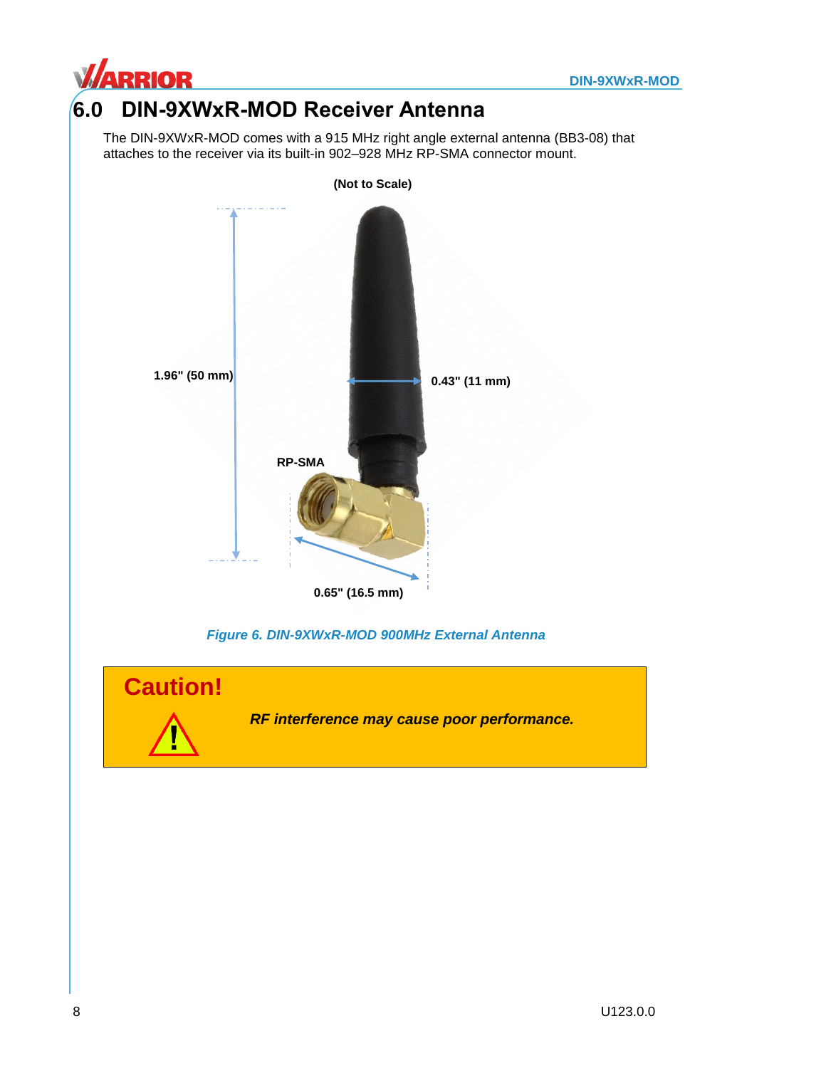# 6.0 DIN-9XWxR-MOD Receiver Antenna

The DIN-9XWxR-MOD comes with a 915 MHz right angle external antenna (BB3-08) that attaches to the receiver via its built-in 902–928 MHz RP-SMA connector mount.

**(Not to Scale)**

**1.96" (50 mm)**

**0.43" (11 mm)**

**RP-SMA**

**0.65" (16.5 mm)**

*Figure 6. DIN-9XWxR-MOD 900MHz External Antenna*

> **Caution!**
>
> ***RF interference may cause poor performance.***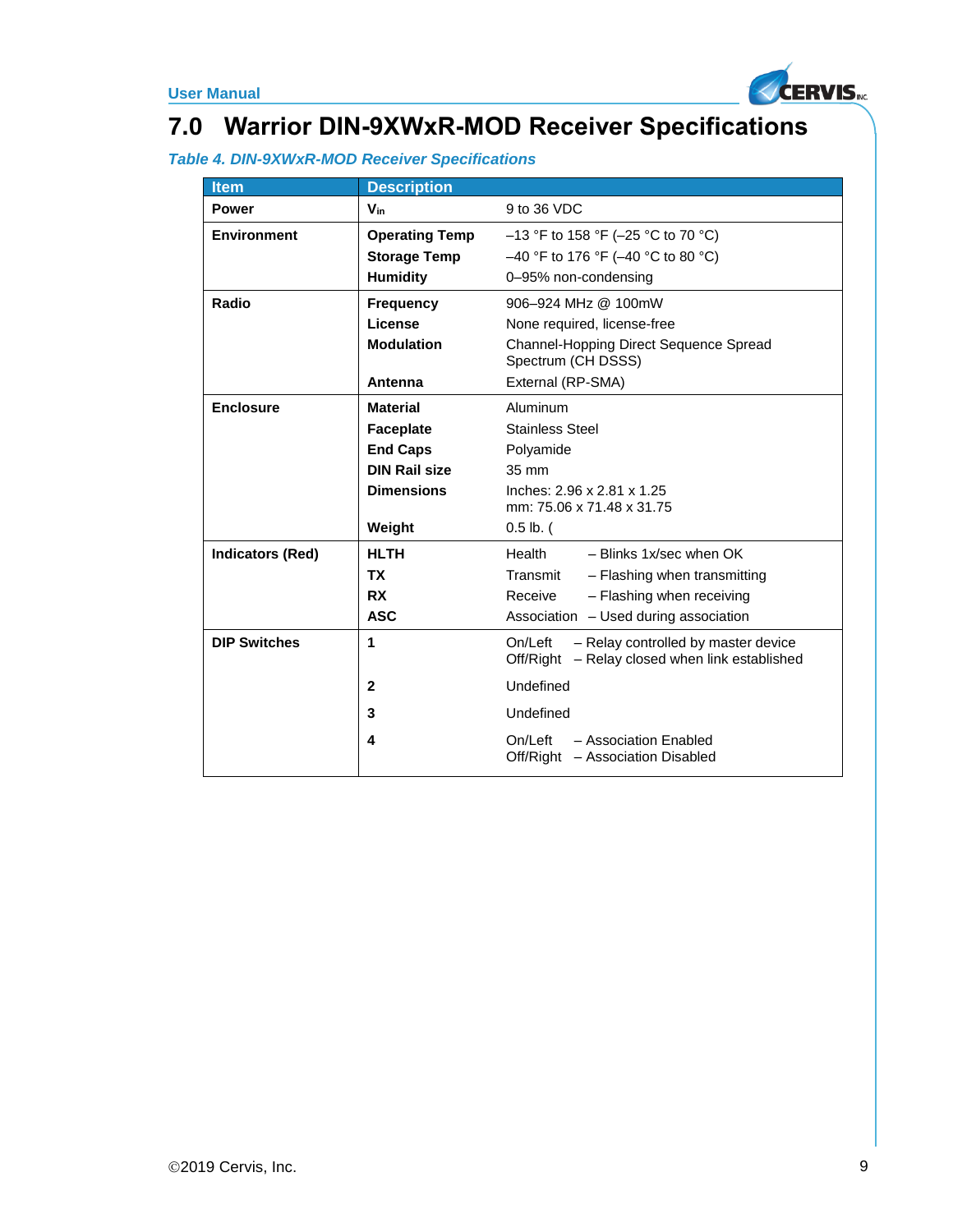## 7.0 Warrior DIN-9XWxR-MOD Receiver Specifications

*Table 4. DIN-9XWxR-MOD Receiver Specifications*

| Item | Description | |
|---|---|---|
| **Power** | **$V_{in}$** | 9 to 36 VDC |
| **Environment** | **Operating Temp** | –13 °F to 158 °F (–25 °C to 70 °C) |
| | **Storage Temp** | –40 °F to 176 °F (–40 °C to 80 °C) |
| | **Humidity** | 0–95% non-condensing |
| **Radio** | **Frequency** | 906–924 MHz @ 100mW |
| | **License** | None required, license-free |
| | **Modulation** | Channel-Hopping Direct Sequence Spread Spectrum (CH DSSS) |
| | **Antenna** | External (RP-SMA) |
| **Enclosure** | **Material** | Aluminum |
| | **Faceplate** | Stainless Steel |
| | **End Caps** | Polyamide |
| | **DIN Rail size** | 35 mm |
| | **Dimensions** | Inches: 2.96 x 2.81 x 1.25<br>mm: 75.06 x 71.48 x 31.75 |
| | **Weight** | 0.5 lb. ( |
| **Indicators (Red)** | **HLTH** | Health – Blinks 1x/sec when OK |
| | **TX** | Transmit – Flashing when transmitting |
| | **RX** | Receive – Flashing when receiving |
| | **ASC** | Association – Used during association |
| **DIP Switches** | **1** | On/Left – Relay controlled by master device<br>Off/Right – Relay closed when link established |
| | **2** | Undefined |
| | **3** | Undefined |
| | **4** | On/Left – Association Enabled<br>Off/Right – Association Disabled |

©2019 Cervis, Inc.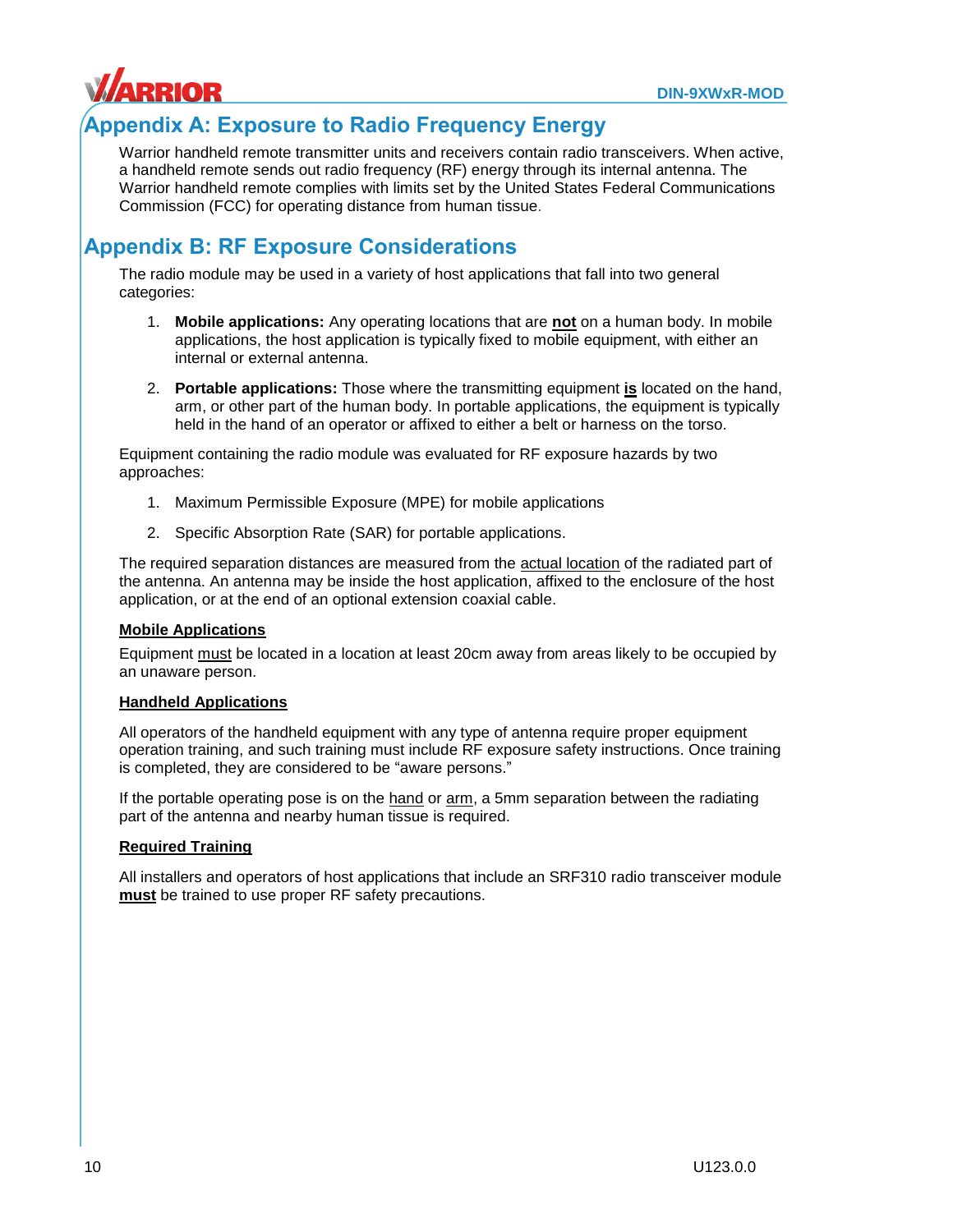# Appendix A: Exposure to Radio Frequency Energy

Warrior handheld remote transmitter units and receivers contain radio transceivers. When active, a handheld remote sends out radio frequency (RF) energy through its internal antenna. The Warrior handheld remote complies with limits set by the United States Federal Communications Commission (FCC) for operating distance from human tissue.

# Appendix B: RF Exposure Considerations

The radio module may be used in a variety of host applications that fall into two general categories:

1. **Mobile applications:** Any operating locations that are **not** on a human body. In mobile applications, the host application is typically fixed to mobile equipment, with either an internal or external antenna.
2. **Portable applications:** Those where the transmitting equipment **is** located on the hand, arm, or other part of the human body. In portable applications, the equipment is typically held in the hand of an operator or affixed to either a belt or harness on the torso.

Equipment containing the radio module was evaluated for RF exposure hazards by two approaches:

1. Maximum Permissible Exposure (MPE) for mobile applications
2. Specific Absorption Rate (SAR) for portable applications.

The required separation distances are measured from the actual location of the radiated part of the antenna. An antenna may be inside the host application, affixed to the enclosure of the host application, or at the end of an optional extension coaxial cable.

**Mobile Applications**

Equipment must be located in a location at least 20cm away from areas likely to be occupied by an unaware person.

**Handheld Applications**

All operators of the handheld equipment with any type of antenna require proper equipment operation training, and such training must include RF exposure safety instructions. Once training is completed, they are considered to be “aware persons.”

If the portable operating pose is on the hand or arm, a 5mm separation between the radiating part of the antenna and nearby human tissue is required.

**Required Training**

All installers and operators of host applications that include an SRF310 radio transceiver module **must** be trained to use proper RF safety precautions.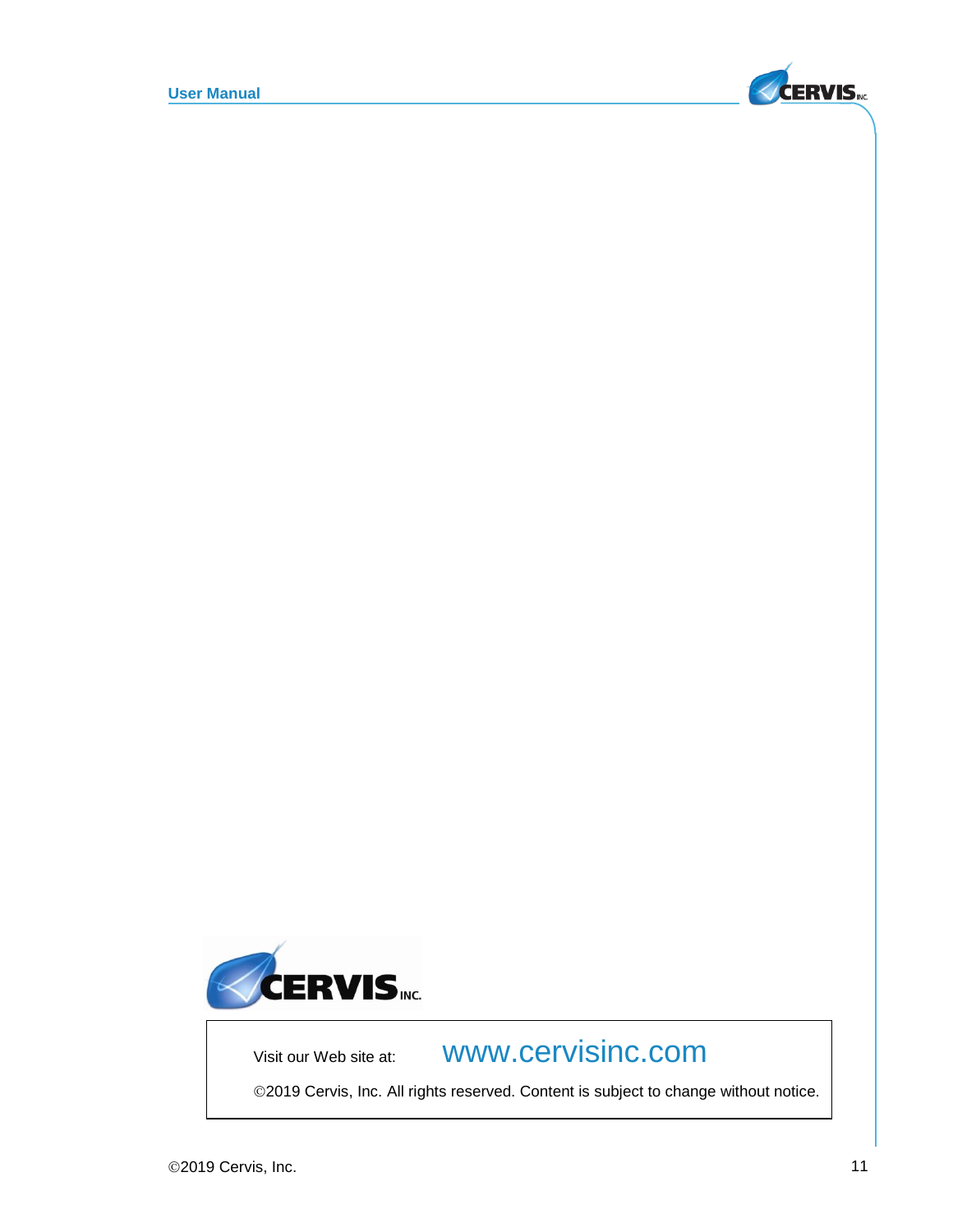Visit our Web site at: www.cervisinc.com

©2019 Cervis, Inc. All rights reserved. Content is subject to change without notice.